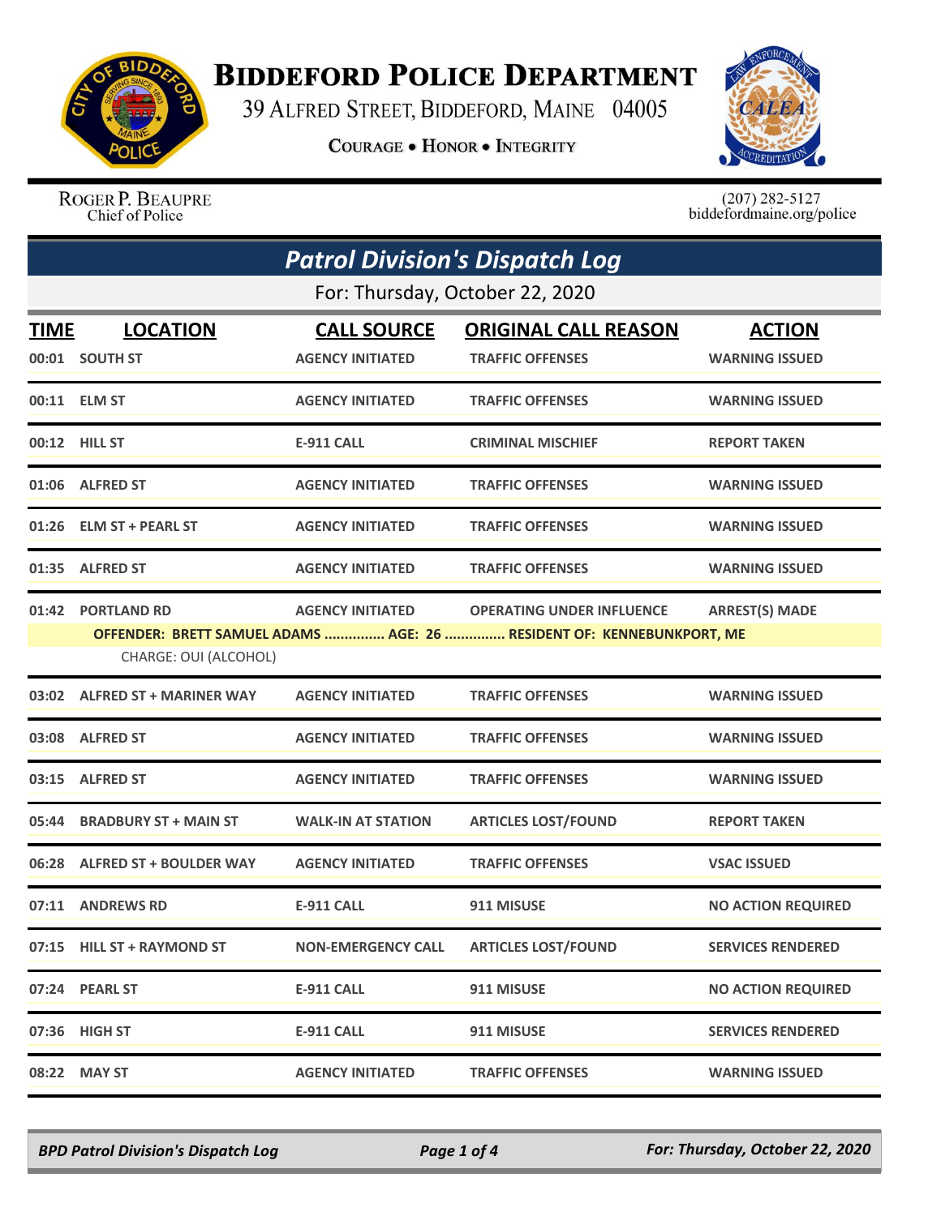# BIDDEFORD POLICE DEPARTMENT

39 ALFRED STREET, BIDDEFORD, MAINE 04005

COURAGE • HONOR • INTEGRITY

ROGER P. BEAUPRE
Chief of Police

(207) 282-5127
biddefordmaine.org/police

## *Patrol Division's Dispatch Log*

For: Thursday, October 22, 2020

| TIME | LOCATION | CALL SOURCE | ORIGINAL CALL REASON | ACTION |
|---|---|---|---|---|
| 00:01 | SOUTH ST | AGENCY INITIATED | TRAFFIC OFFENSES | WARNING ISSUED |
| 00:11 | ELM ST | AGENCY INITIATED | TRAFFIC OFFENSES | WARNING ISSUED |
| 00:12 | HILL ST | E-911 CALL | CRIMINAL MISCHIEF | REPORT TAKEN |
| 01:06 | ALFRED ST | AGENCY INITIATED | TRAFFIC OFFENSES | WARNING ISSUED |
| 01:26 | ELM ST + PEARL ST | AGENCY INITIATED | TRAFFIC OFFENSES | WARNING ISSUED |
| 01:35 | ALFRED ST | AGENCY INITIATED | TRAFFIC OFFENSES | WARNING ISSUED |
| 01:42 | PORTLAND RD | AGENCY INITIATED | OPERATING UNDER INFLUENCE | ARREST(S) MADE |
| | OFFENDER: BRETT SAMUEL ADAMS ............... AGE: 26 ............... RESIDENT OF: KENNEBUNKPORT, ME | | | |
| | CHARGE: OUI (ALCOHOL) | | | |
| 03:02 | ALFRED ST + MARINER WAY | AGENCY INITIATED | TRAFFIC OFFENSES | WARNING ISSUED |
| 03:08 | ALFRED ST | AGENCY INITIATED | TRAFFIC OFFENSES | WARNING ISSUED |
| 03:15 | ALFRED ST | AGENCY INITIATED | TRAFFIC OFFENSES | WARNING ISSUED |
| 05:44 | BRADBURY ST + MAIN ST | WALK-IN AT STATION | ARTICLES LOST/FOUND | REPORT TAKEN |
| 06:28 | ALFRED ST + BOULDER WAY | AGENCY INITIATED | TRAFFIC OFFENSES | VSAC ISSUED |
| 07:11 | ANDREWS RD | E-911 CALL | 911 MISUSE | NO ACTION REQUIRED |
| 07:15 | HILL ST + RAYMOND ST | NON-EMERGENCY CALL | ARTICLES LOST/FOUND | SERVICES RENDERED |
| 07:24 | PEARL ST | E-911 CALL | 911 MISUSE | NO ACTION REQUIRED |
| 07:36 | HIGH ST | E-911 CALL | 911 MISUSE | SERVICES RENDERED |
| 08:22 | MAY ST | AGENCY INITIATED | TRAFFIC OFFENSES | WARNING ISSUED |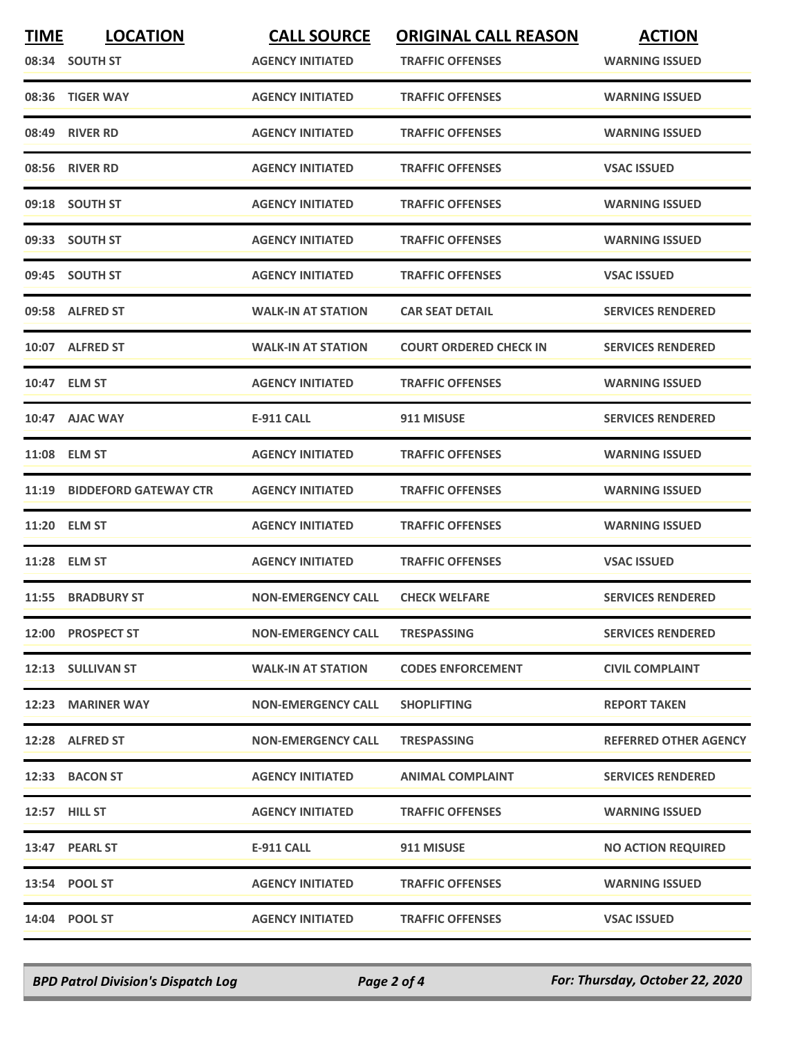| TIME | LOCATION | CALL SOURCE | ORIGINAL CALL REASON | ACTION |
|---|---|---|---|---|
| 08:34 | SOUTH ST | AGENCY INITIATED | TRAFFIC OFFENSES | WARNING ISSUED |
| 08:36 | TIGER WAY | AGENCY INITIATED | TRAFFIC OFFENSES | WARNING ISSUED |
| 08:49 | RIVER RD | AGENCY INITIATED | TRAFFIC OFFENSES | WARNING ISSUED |
| 08:56 | RIVER RD | AGENCY INITIATED | TRAFFIC OFFENSES | VSAC ISSUED |
| 09:18 | SOUTH ST | AGENCY INITIATED | TRAFFIC OFFENSES | WARNING ISSUED |
| 09:33 | SOUTH ST | AGENCY INITIATED | TRAFFIC OFFENSES | WARNING ISSUED |
| 09:45 | SOUTH ST | AGENCY INITIATED | TRAFFIC OFFENSES | VSAC ISSUED |
| 09:58 | ALFRED ST | WALK-IN AT STATION | CAR SEAT DETAIL | SERVICES RENDERED |
| 10:07 | ALFRED ST | WALK-IN AT STATION | COURT ORDERED CHECK IN | SERVICES RENDERED |
| 10:47 | ELM ST | AGENCY INITIATED | TRAFFIC OFFENSES | WARNING ISSUED |
| 10:47 | AJAC WAY | E-911 CALL | 911 MISUSE | SERVICES RENDERED |
| 11:08 | ELM ST | AGENCY INITIATED | TRAFFIC OFFENSES | WARNING ISSUED |
| 11:19 | BIDDEFORD GATEWAY CTR | AGENCY INITIATED | TRAFFIC OFFENSES | WARNING ISSUED |
| 11:20 | ELM ST | AGENCY INITIATED | TRAFFIC OFFENSES | WARNING ISSUED |
| 11:28 | ELM ST | AGENCY INITIATED | TRAFFIC OFFENSES | VSAC ISSUED |
| 11:55 | BRADBURY ST | NON-EMERGENCY CALL | CHECK WELFARE | SERVICES RENDERED |
| 12:00 | PROSPECT ST | NON-EMERGENCY CALL | TRESPASSING | SERVICES RENDERED |
| 12:13 | SULLIVAN ST | WALK-IN AT STATION | CODES ENFORCEMENT | CIVIL COMPLAINT |
| 12:23 | MARINER WAY | NON-EMERGENCY CALL | SHOPLIFTING | REPORT TAKEN |
| 12:28 | ALFRED ST | NON-EMERGENCY CALL | TRESPASSING | REFERRED OTHER AGENCY |
| 12:33 | BACON ST | AGENCY INITIATED | ANIMAL COMPLAINT | SERVICES RENDERED |
| 12:57 | HILL ST | AGENCY INITIATED | TRAFFIC OFFENSES | WARNING ISSUED |
| 13:47 | PEARL ST | E-911 CALL | 911 MISUSE | NO ACTION REQUIRED |
| 13:54 | POOL ST | AGENCY INITIATED | TRAFFIC OFFENSES | WARNING ISSUED |
| 14:04 | POOL ST | AGENCY INITIATED | TRAFFIC OFFENSES | VSAC ISSUED |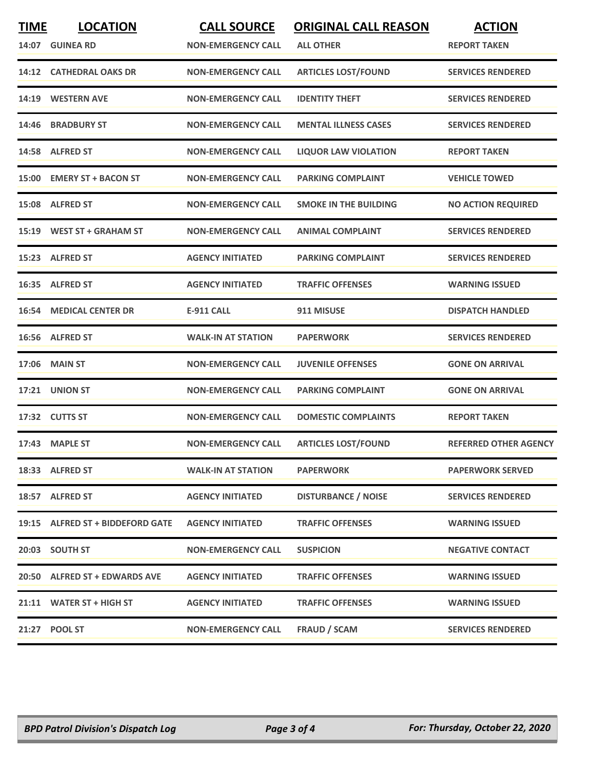| TIME | LOCATION | CALL SOURCE | ORIGINAL CALL REASON | ACTION |
|---|---|---|---|---|
| 14:07 | GUINEA RD | NON-EMERGENCY CALL | ALL OTHER | REPORT TAKEN |
| 14:12 | CATHEDRAL OAKS DR | NON-EMERGENCY CALL | ARTICLES LOST/FOUND | SERVICES RENDERED |
| 14:19 | WESTERN AVE | NON-EMERGENCY CALL | IDENTITY THEFT | SERVICES RENDERED |
| 14:46 | BRADBURY ST | NON-EMERGENCY CALL | MENTAL ILLNESS CASES | SERVICES RENDERED |
| 14:58 | ALFRED ST | NON-EMERGENCY CALL | LIQUOR LAW VIOLATION | REPORT TAKEN |
| 15:00 | EMERY ST + BACON ST | NON-EMERGENCY CALL | PARKING COMPLAINT | VEHICLE TOWED |
| 15:08 | ALFRED ST | NON-EMERGENCY CALL | SMOKE IN THE BUILDING | NO ACTION REQUIRED |
| 15:19 | WEST ST + GRAHAM ST | NON-EMERGENCY CALL | ANIMAL COMPLAINT | SERVICES RENDERED |
| 15:23 | ALFRED ST | AGENCY INITIATED | PARKING COMPLAINT | SERVICES RENDERED |
| 16:35 | ALFRED ST | AGENCY INITIATED | TRAFFIC OFFENSES | WARNING ISSUED |
| 16:54 | MEDICAL CENTER DR | E-911 CALL | 911 MISUSE | DISPATCH HANDLED |
| 16:56 | ALFRED ST | WALK-IN AT STATION | PAPERWORK | SERVICES RENDERED |
| 17:06 | MAIN ST | NON-EMERGENCY CALL | JUVENILE OFFENSES | GONE ON ARRIVAL |
| 17:21 | UNION ST | NON-EMERGENCY CALL | PARKING COMPLAINT | GONE ON ARRIVAL |
| 17:32 | CUTTS ST | NON-EMERGENCY CALL | DOMESTIC COMPLAINTS | REPORT TAKEN |
| 17:43 | MAPLE ST | NON-EMERGENCY CALL | ARTICLES LOST/FOUND | REFERRED OTHER AGENCY |
| 18:33 | ALFRED ST | WALK-IN AT STATION | PAPERWORK | PAPERWORK SERVED |
| 18:57 | ALFRED ST | AGENCY INITIATED | DISTURBANCE / NOISE | SERVICES RENDERED |
| 19:15 | ALFRED ST + BIDDEFORD GATE | AGENCY INITIATED | TRAFFIC OFFENSES | WARNING ISSUED |
| 20:03 | SOUTH ST | NON-EMERGENCY CALL | SUSPICION | NEGATIVE CONTACT |
| 20:50 | ALFRED ST + EDWARDS AVE | AGENCY INITIATED | TRAFFIC OFFENSES | WARNING ISSUED |
| 21:11 | WATER ST + HIGH ST | AGENCY INITIATED | TRAFFIC OFFENSES | WARNING ISSUED |
| 21:27 | POOL ST | NON-EMERGENCY CALL | FRAUD / SCAM | SERVICES RENDERED |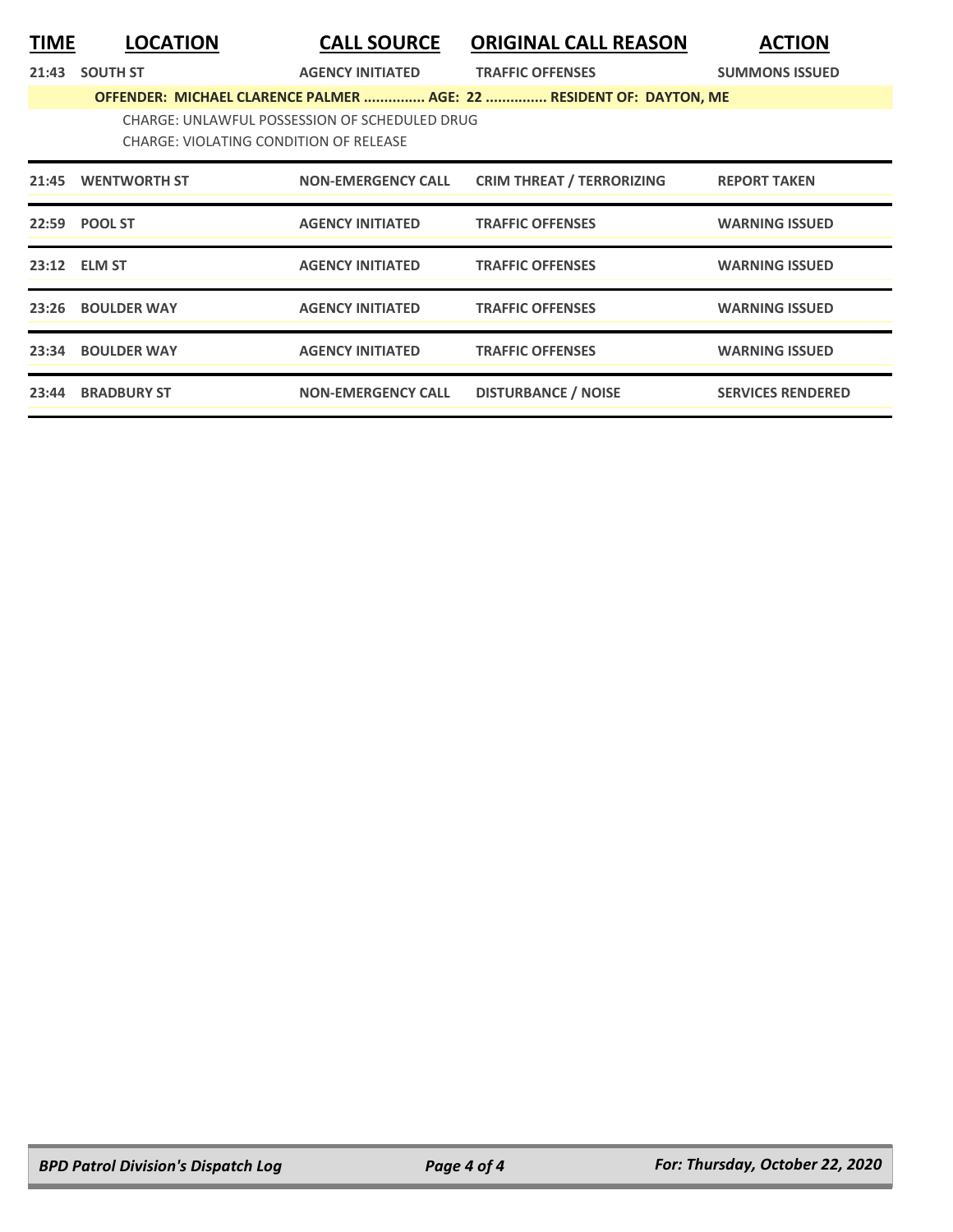| TIME | LOCATION | CALL SOURCE | ORIGINAL CALL REASON | ACTION |
|---|---|---|---|---|
| 21:43 | SOUTH ST | AGENCY INITIATED | TRAFFIC OFFENSES | SUMMONS ISSUED |
| | **OFFENDER: MICHAEL CLARENCE PALMER ............... AGE: 22 ............... RESIDENT OF: DAYTON, ME** | | | |
| | CHARGE: UNLAWFUL POSSESSION OF SCHEDULED DRUG<br>CHARGE: VIOLATING CONDITION OF RELEASE | | | |
| 21:45 | WENTWORTH ST | NON-EMERGENCY CALL | CRIM THREAT / TERRORIZING | REPORT TAKEN |
| 22:59 | POOL ST | AGENCY INITIATED | TRAFFIC OFFENSES | WARNING ISSUED |
| 23:12 | ELM ST | AGENCY INITIATED | TRAFFIC OFFENSES | WARNING ISSUED |
| 23:26 | BOULDER WAY | AGENCY INITIATED | TRAFFIC OFFENSES | WARNING ISSUED |
| 23:34 | BOULDER WAY | AGENCY INITIATED | TRAFFIC OFFENSES | WARNING ISSUED |
| 23:44 | BRADBURY ST | NON-EMERGENCY CALL | DISTURBANCE / NOISE | SERVICES RENDERED |